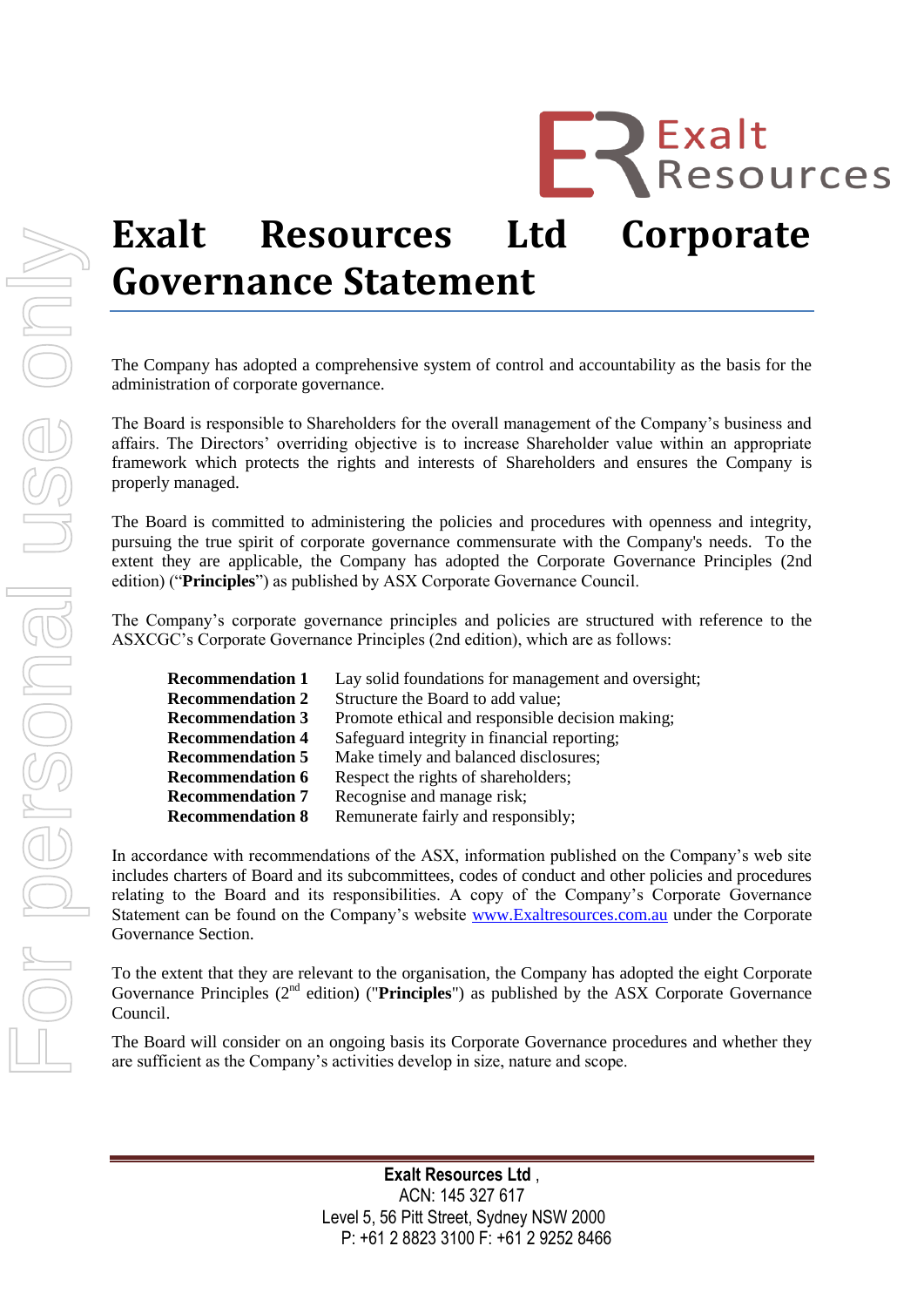# Exalt Resources Ltd Corporate Governance Statement

The Company has adopted a comprehensive system of control and accountability as the basis for the administration of corporate governance.

The Board is responsible to Shareholders for the overall management of the Company's business and affairs. The Directors' overriding objective is to increase Shareholder value within an appropriate framework which protects the rights and interests of Shareholders and ensures the Company is properly managed.

The Board is committed to administering the policies and procedures with openness and integrity, pursuing the true spirit of corporate governance commensurate with the Company's needs. To the extent they are applicable, the Company has adopted the Corporate Governance Principles (2nd edition) ("**Principles**") as published by ASX Corporate Governance Council.

The Company's corporate governance principles and policies are structured with reference to the ASXCGC's Corporate Governance Principles (2nd edition), which are as follows:

| | |
|---|---|
| **Recommendation 1** | Lay solid foundations for management and oversight; |
| **Recommendation 2** | Structure the Board to add value; |
| **Recommendation 3** | Promote ethical and responsible decision making; |
| **Recommendation 4** | Safeguard integrity in financial reporting; |
| **Recommendation 5** | Make timely and balanced disclosures; |
| **Recommendation 6** | Respect the rights of shareholders; |
| **Recommendation 7** | Recognise and manage risk; |
| **Recommendation 8** | Remunerate fairly and responsibly; |

In accordance with recommendations of the ASX, information published on the Company's web site includes charters of Board and its subcommittees, codes of conduct and other policies and procedures relating to the Board and its responsibilities. A copy of the Company's Corporate Governance Statement can be found on the Company's website [www.Exaltresources.com.au](http://www.Exaltresources.com.au) under the Corporate Governance Section.

To the extent that they are relevant to the organisation, the Company has adopted the eight Corporate Governance Principles (2nd edition) ("**Principles**") as published by the ASX Corporate Governance Council.

The Board will consider on an ongoing basis its Corporate Governance procedures and whether they are sufficient as the Company's activities develop in size, nature and scope.

**Exalt Resources Ltd** ,
ACN: 145 327 617
Level 5, 56 Pitt Street, Sydney NSW 2000
P: +61 2 8823 3100 F: +61 2 9252 8466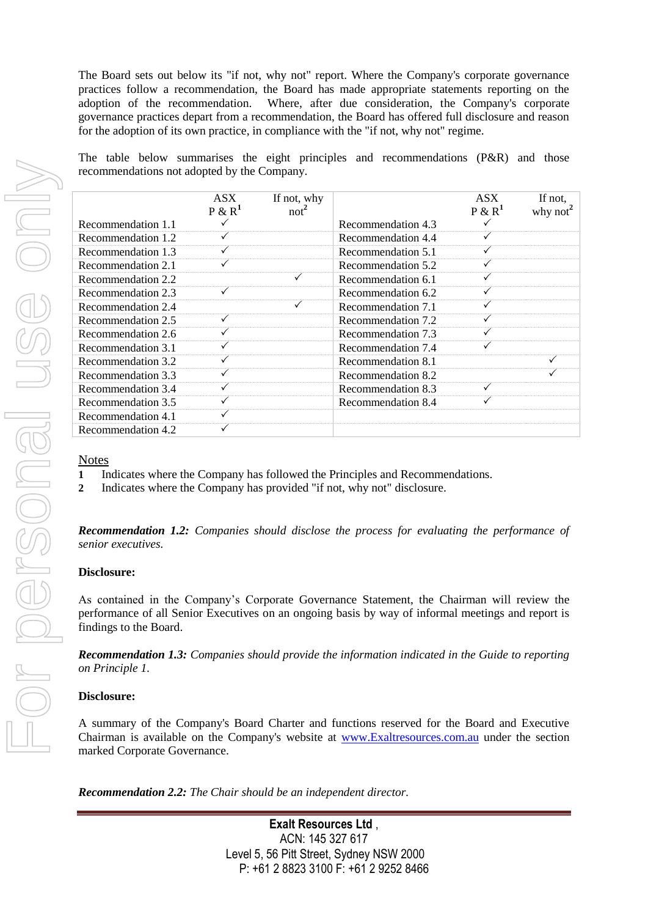The Board sets out below its "if not, why not" report. Where the Company's corporate governance practices follow a recommendation, the Board has made appropriate statements reporting on the adoption of the recommendation. Where, after due consideration, the Company's corporate governance practices depart from a recommendation, the Board has offered full disclosure and reason for the adoption of its own practice, in compliance with the "if not, why not" regime.

The table below summarises the eight principles and recommendations (P&R) and those recommendations not adopted by the Company.

| | ASX P & R[1] | If not, why not[2] | | ASX P & R[1] | If not, why not[2] |
|---|---|---|---|---|---|
| Recommendation 1.1 | ✓ | | Recommendation 4.3 | ✓ | |
| Recommendation 1.2 | ✓ | | Recommendation 4.4 | ✓ | |
| Recommendation 1.3 | ✓ | | Recommendation 5.1 | ✓ | |
| Recommendation 2.1 | ✓ | | Recommendation 5.2 | ✓ | |
| Recommendation 2.2 | | ✓ | Recommendation 6.1 | ✓ | |
| Recommendation 2.3 | ✓ | | Recommendation 6.2 | ✓ | |
| Recommendation 2.4 | | ✓ | Recommendation 7.1 | ✓ | |
| Recommendation 2.5 | ✓ | | Recommendation 7.2 | ✓ | |
| Recommendation 2.6 | ✓ | | Recommendation 7.3 | ✓ | |
| Recommendation 3.1 | ✓ | | Recommendation 7.4 | ✓ | |
| Recommendation 3.2 | ✓ | | Recommendation 8.1 | | ✓ |
| Recommendation 3.3 | ✓ | | Recommendation 8.2 | | ✓ |
| Recommendation 3.4 | ✓ | | Recommendation 8.3 | ✓ | |
| Recommendation 3.5 | ✓ | | Recommendation 8.4 | ✓ | |
| Recommendation 4.1 | ✓ | | | | |
| Recommendation 4.2 | ✓ | | | | |

Notes

**1** Indicates where the Company has followed the Principles and Recommendations.

**2** Indicates where the Company has provided "if not, why not" disclosure.

***Recommendation 1.2:*** *Companies should disclose the process for evaluating the performance of senior executives.*

**Disclosure:**

As contained in the Company's Corporate Governance Statement, the Chairman will review the performance of all Senior Executives on an ongoing basis by way of informal meetings and report is findings to the Board.

***Recommendation 1.3:*** *Companies should provide the information indicated in the Guide to reporting on Principle 1.*

**Disclosure:**

A summary of the Company's Board Charter and functions reserved for the Board and Executive Chairman is available on the Company's website at www.Exaltresources.com.au under the section marked Corporate Governance.

***Recommendation 2.2:*** *The Chair should be an independent director.*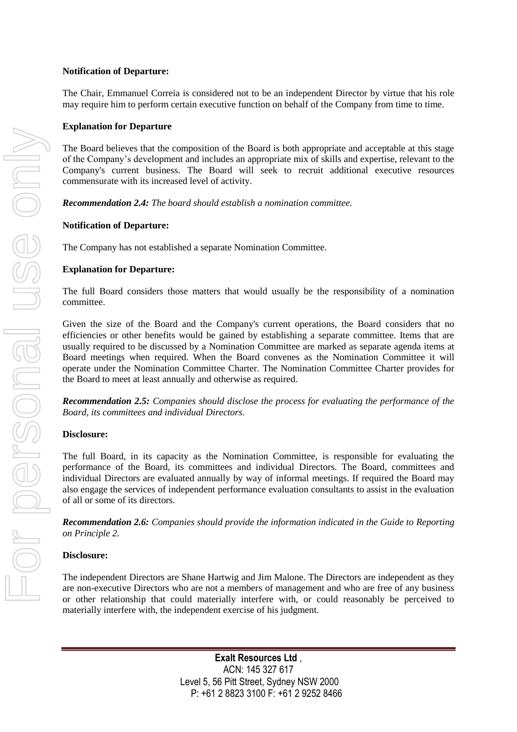**Notification of Departure:**

The Chair, Emmanuel Correia is considered not to be an independent Director by virtue that his role may require him to perform certain executive function on behalf of the Company from time to time.

**Explanation for Departure**

The Board believes that the composition of the Board is both appropriate and acceptable at this stage of the Company's development and includes an appropriate mix of skills and expertise, relevant to the Company's current business. The Board will seek to recruit additional executive resources commensurate with its increased level of activity.

***Recommendation 2.4:*** *The board should establish a nomination committee.*

**Notification of Departure:**

The Company has not established a separate Nomination Committee.

**Explanation for Departure:**

The full Board considers those matters that would usually be the responsibility of a nomination committee.

Given the size of the Board and the Company's current operations, the Board considers that no efficiencies or other benefits would be gained by establishing a separate committee. Items that are usually required to be discussed by a Nomination Committee are marked as separate agenda items at Board meetings when required. When the Board convenes as the Nomination Committee it will operate under the Nomination Committee Charter. The Nomination Committee Charter provides for the Board to meet at least annually and otherwise as required.

***Recommendation 2.5:*** *Companies should disclose the process for evaluating the performance of the Board, its committees and individual Directors.*

**Disclosure:**

The full Board, in its capacity as the Nomination Committee, is responsible for evaluating the performance of the Board, its committees and individual Directors. The Board, committees and individual Directors are evaluated annually by way of informal meetings. If required the Board may also engage the services of independent performance evaluation consultants to assist in the evaluation of all or some of its directors.

***Recommendation 2.6:*** *Companies should provide the information indicated in the Guide to Reporting on Principle 2.*

**Disclosure:**

The independent Directors are Shane Hartwig and Jim Malone. The Directors are independent as they are non-executive Directors who are not a members of management and who are free of any business or other relationship that could materially interfere with, or could reasonably be perceived to materially interfere with, the independent exercise of his judgment.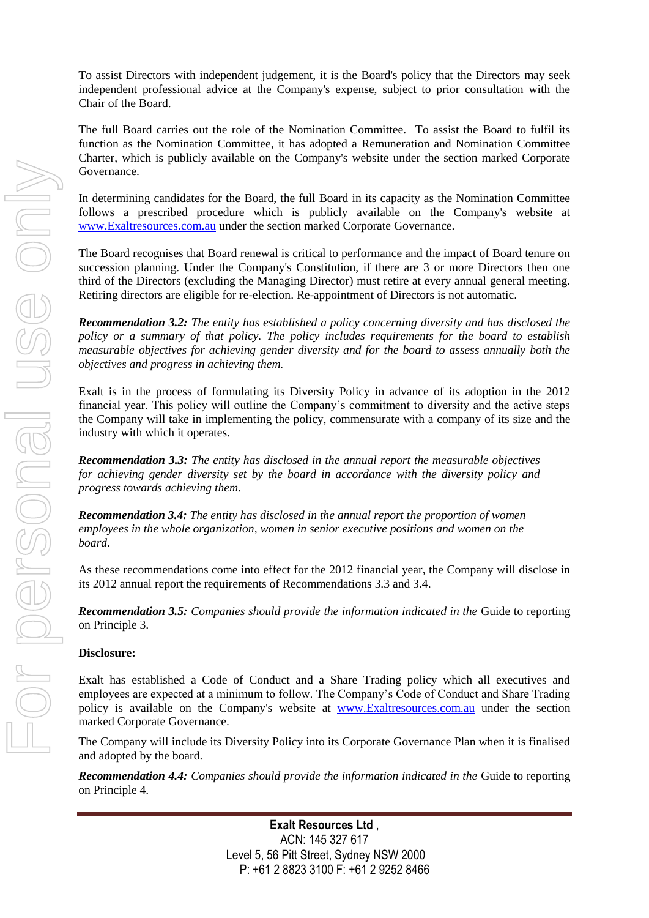To assist Directors with independent judgement, it is the Board's policy that the Directors may seek independent professional advice at the Company's expense, subject to prior consultation with the Chair of the Board.

The full Board carries out the role of the Nomination Committee. To assist the Board to fulfil its function as the Nomination Committee, it has adopted a Remuneration and Nomination Committee Charter, which is publicly available on the Company's website under the section marked Corporate Governance.

In determining candidates for the Board, the full Board in its capacity as the Nomination Committee follows a prescribed procedure which is publicly available on the Company's website at www.Exaltresources.com.au under the section marked Corporate Governance.

The Board recognises that Board renewal is critical to performance and the impact of Board tenure on succession planning. Under the Company's Constitution, if there are 3 or more Directors then one third of the Directors (excluding the Managing Director) must retire at every annual general meeting. Retiring directors are eligible for re-election. Re-appointment of Directors is not automatic.

***Recommendation 3.2:*** *The entity has established a policy concerning diversity and has disclosed the policy or a summary of that policy. The policy includes requirements for the board to establish measurable objectives for achieving gender diversity and for the board to assess annually both the objectives and progress in achieving them.*

Exalt is in the process of formulating its Diversity Policy in advance of its adoption in the 2012 financial year. This policy will outline the Company's commitment to diversity and the active steps the Company will take in implementing the policy, commensurate with a company of its size and the industry with which it operates.

***Recommendation 3.3:*** *The entity has disclosed in the annual report the measurable objectives for achieving gender diversity set by the board in accordance with the diversity policy and progress towards achieving them.*

***Recommendation 3.4:*** *The entity has disclosed in the annual report the proportion of women employees in the whole organization, women in senior executive positions and women on the board.*

As these recommendations come into effect for the 2012 financial year, the Company will disclose in its 2012 annual report the requirements of Recommendations 3.3 and 3.4.

***Recommendation 3.5:*** *Companies should provide the information indicated in the* Guide to reporting on Principle 3.

**Disclosure:**

Exalt has established a Code of Conduct and a Share Trading policy which all executives and employees are expected at a minimum to follow. The Company's Code of Conduct and Share Trading policy is available on the Company's website at www.Exaltresources.com.au under the section marked Corporate Governance.

The Company will include its Diversity Policy into its Corporate Governance Plan when it is finalised and adopted by the board.

***Recommendation 4.4:*** *Companies should provide the information indicated in the* Guide to reporting on Principle 4.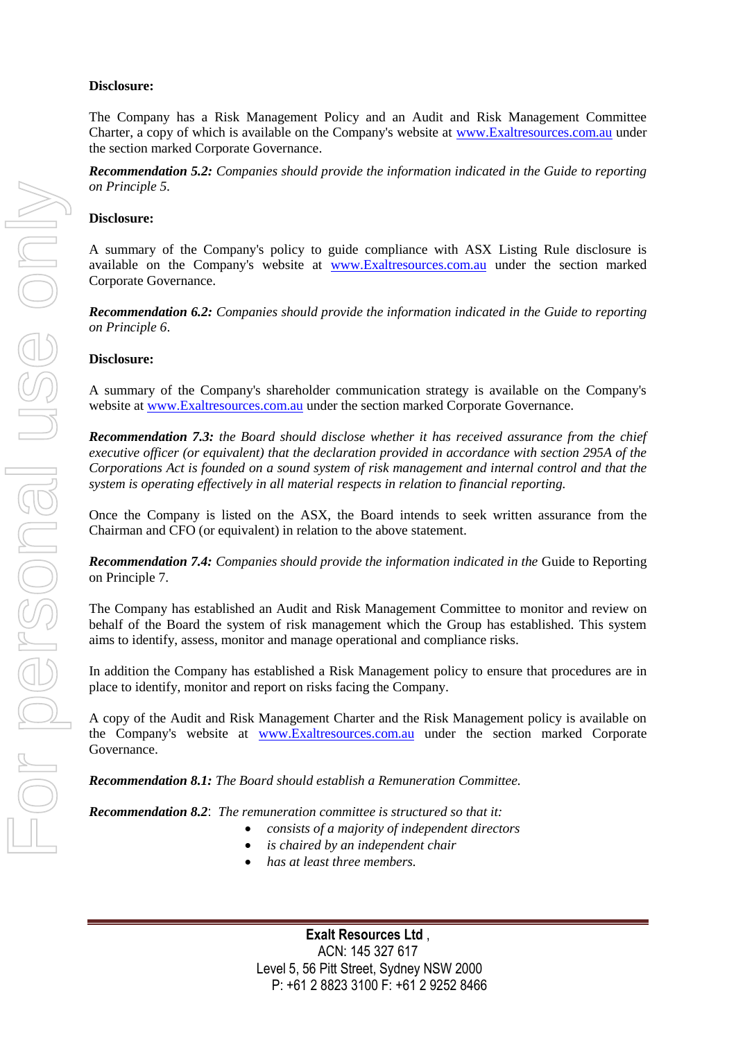**Disclosure:**

The Company has a Risk Management Policy and an Audit and Risk Management Committee Charter, a copy of which is available on the Company's website at [www.Exaltresources.com.au](http://www.Exaltresources.com.au) under the section marked Corporate Governance.

***Recommendation 5.2:*** *Companies should provide the information indicated in the Guide to reporting on Principle 5.*

**Disclosure:**

A summary of the Company's policy to guide compliance with ASX Listing Rule disclosure is available on the Company's website at [www.Exaltresources.com.au](http://www.Exaltresources.com.au) under the section marked Corporate Governance.

***Recommendation 6.2:*** *Companies should provide the information indicated in the Guide to reporting on Principle 6.*

**Disclosure:**

A summary of the Company's shareholder communication strategy is available on the Company's website at [www.Exaltresources.com.au](http://www.Exaltresources.com.au) under the section marked Corporate Governance.

***Recommendation 7.3:*** *the Board should disclose whether it has received assurance from the chief executive officer (or equivalent) that the declaration provided in accordance with section 295A of the Corporations Act is founded on a sound system of risk management and internal control and that the system is operating effectively in all material respects in relation to financial reporting.*

Once the Company is listed on the ASX, the Board intends to seek written assurance from the Chairman and CFO (or equivalent) in relation to the above statement.

***Recommendation 7.4:*** *Companies should provide the information indicated in the* Guide to Reporting on Principle 7.

The Company has established an Audit and Risk Management Committee to monitor and review on behalf of the Board the system of risk management which the Group has established. This system aims to identify, assess, monitor and manage operational and compliance risks.

In addition the Company has established a Risk Management policy to ensure that procedures are in place to identify, monitor and report on risks facing the Company.

A copy of the Audit and Risk Management Charter and the Risk Management policy is available on the Company's website at [www.Exaltresources.com.au](http://www.Exaltresources.com.au) under the section marked Corporate Governance.

***Recommendation 8.1:*** *The Board should establish a Remuneration Committee.*

***Recommendation 8.2***: *The remuneration committee is structured so that it:*

- *consists of a majority of independent directors*
- *is chaired by an independent chair*
- *has at least three members.*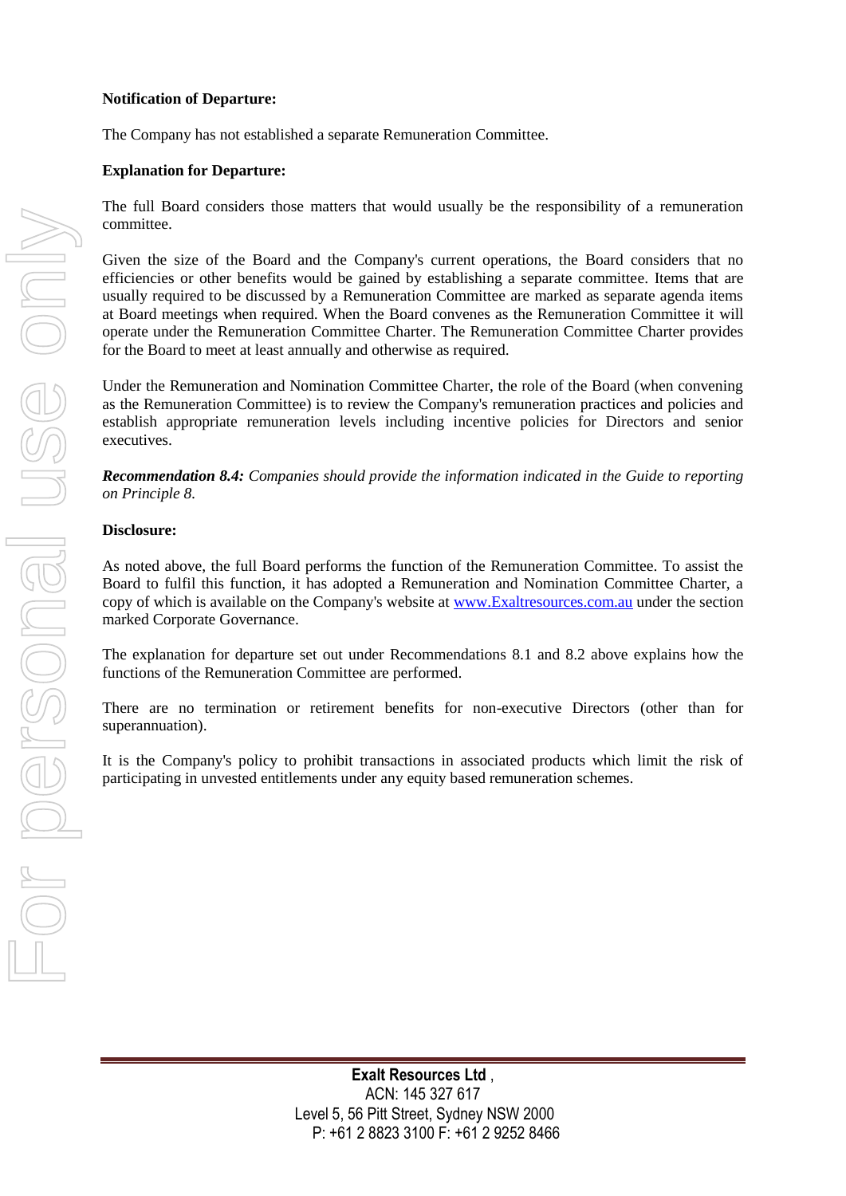**Notification of Departure:**

The Company has not established a separate Remuneration Committee.

**Explanation for Departure:**

The full Board considers those matters that would usually be the responsibility of a remuneration committee.

Given the size of the Board and the Company's current operations, the Board considers that no efficiencies or other benefits would be gained by establishing a separate committee. Items that are usually required to be discussed by a Remuneration Committee are marked as separate agenda items at Board meetings when required. When the Board convenes as the Remuneration Committee it will operate under the Remuneration Committee Charter. The Remuneration Committee Charter provides for the Board to meet at least annually and otherwise as required.

Under the Remuneration and Nomination Committee Charter, the role of the Board (when convening as the Remuneration Committee) is to review the Company's remuneration practices and policies and establish appropriate remuneration levels including incentive policies for Directors and senior executives.

***Recommendation 8.4:*** *Companies should provide the information indicated in the Guide to reporting on Principle 8.*

**Disclosure:**

As noted above, the full Board performs the function of the Remuneration Committee. To assist the Board to fulfil this function, it has adopted a Remuneration and Nomination Committee Charter, a copy of which is available on the Company's website at www.Exaltresources.com.au under the section marked Corporate Governance.

The explanation for departure set out under Recommendations 8.1 and 8.2 above explains how the functions of the Remuneration Committee are performed.

There are no termination or retirement benefits for non-executive Directors (other than for superannuation).

It is the Company's policy to prohibit transactions in associated products which limit the risk of participating in unvested entitlements under any equity based remuneration schemes.